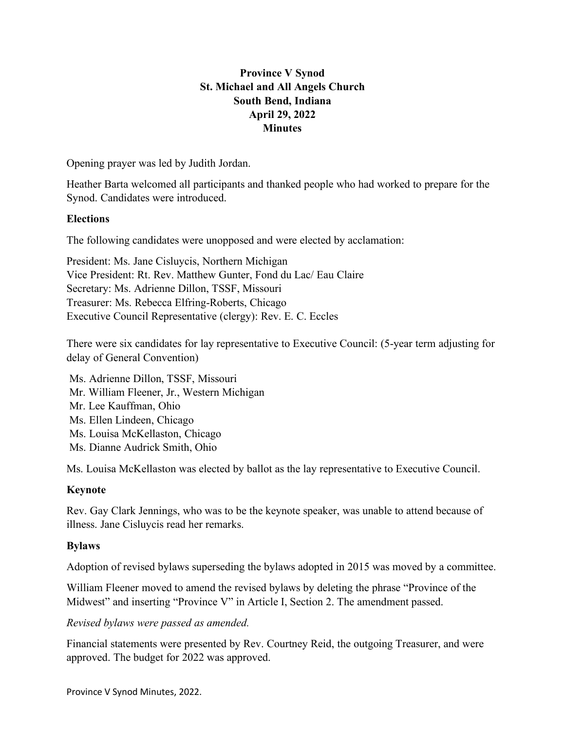**Province V Synod**
**St. Michael and All Angels Church**
**South Bend, Indiana**
**April 29, 2022**
**Minutes**

Opening prayer was led by Judith Jordan.

Heather Barta welcomed all participants and thanked people who had worked to prepare for the Synod. Candidates were introduced.

### Elections

The following candidates were unopposed and were elected by acclamation:

President: Ms. Jane Cisluycis, Northern Michigan
Vice President: Rt. Rev. Matthew Gunter, Fond du Lac/ Eau Claire
Secretary: Ms. Adrienne Dillon, TSSF, Missouri
Treasurer: Ms. Rebecca Elfring-Roberts, Chicago
Executive Council Representative (clergy): Rev. E. C. Eccles

There were six candidates for lay representative to Executive Council: (5-year term adjusting for delay of General Convention)

Ms. Adrienne Dillon, TSSF, Missouri
Mr. William Fleener, Jr., Western Michigan
Mr. Lee Kauffman, Ohio
Ms. Ellen Lindeen, Chicago
Ms. Louisa McKellaston, Chicago
Ms. Dianne Audrick Smith, Ohio

Ms. Louisa McKellaston was elected by ballot as the lay representative to Executive Council.

### Keynote

Rev. Gay Clark Jennings, who was to be the keynote speaker, was unable to attend because of illness. Jane Cisluycis read her remarks.

### Bylaws

Adoption of revised bylaws superseding the bylaws adopted in 2015 was moved by a committee.

William Fleener moved to amend the revised bylaws by deleting the phrase "Province of the Midwest" and inserting "Province V" in Article I, Section 2. The amendment passed.

*Revised bylaws were passed as amended.*

Financial statements were presented by Rev. Courtney Reid, the outgoing Treasurer, and were approved. The budget for 2022 was approved.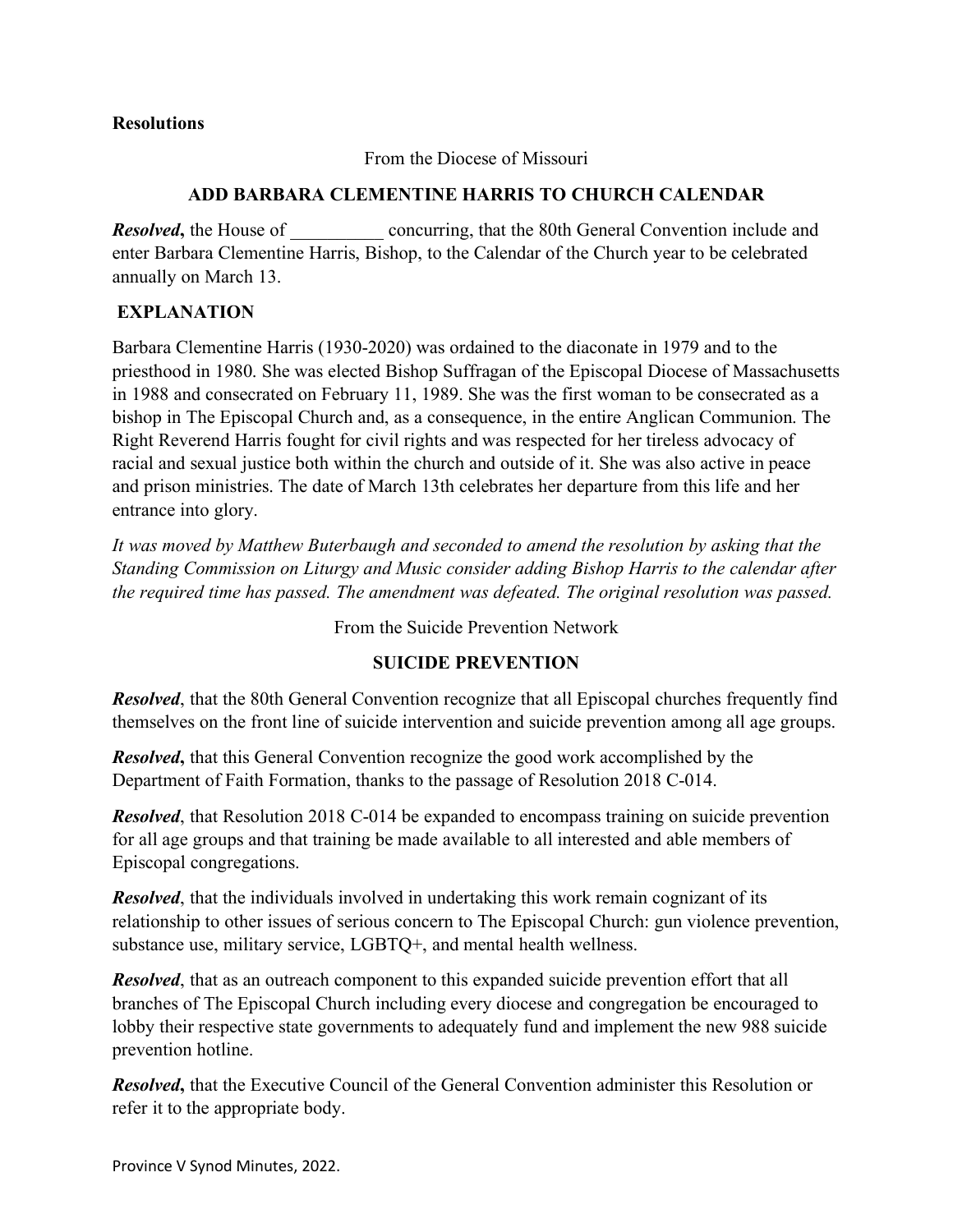**Resolutions**

From the Diocese of Missouri

**ADD BARBARA CLEMENTINE HARRIS TO CHURCH CALENDAR**

***Resolved***, the House of __________ concurring, that the 80th General Convention include and enter Barbara Clementine Harris, Bishop, to the Calendar of the Church year to be celebrated annually on March 13.

**EXPLANATION**

Barbara Clementine Harris (1930-2020) was ordained to the diaconate in 1979 and to the priesthood in 1980. She was elected Bishop Suffragan of the Episcopal Diocese of Massachusetts in 1988 and consecrated on February 11, 1989. She was the first woman to be consecrated as a bishop in The Episcopal Church and, as a consequence, in the entire Anglican Communion. The Right Reverend Harris fought for civil rights and was respected for her tireless advocacy of racial and sexual justice both within the church and outside of it. She was also active in peace and prison ministries. The date of March 13th celebrates her departure from this life and her entrance into glory.

*It was moved by Matthew Buterbaugh and seconded to amend the resolution by asking that the Standing Commission on Liturgy and Music consider adding Bishop Harris to the calendar after the required time has passed. The amendment was defeated. The original resolution was passed.*

From the Suicide Prevention Network

**SUICIDE PREVENTION**

***Resolved***, that the 80th General Convention recognize that all Episcopal churches frequently find themselves on the front line of suicide intervention and suicide prevention among all age groups.

***Resolved***, that this General Convention recognize the good work accomplished by the Department of Faith Formation, thanks to the passage of Resolution 2018 C-014.

***Resolved***, that Resolution 2018 C-014 be expanded to encompass training on suicide prevention for all age groups and that training be made available to all interested and able members of Episcopal congregations.

***Resolved***, that the individuals involved in undertaking this work remain cognizant of its relationship to other issues of serious concern to The Episcopal Church: gun violence prevention, substance use, military service, LGBTQ+, and mental health wellness.

***Resolved***, that as an outreach component to this expanded suicide prevention effort that all branches of The Episcopal Church including every diocese and congregation be encouraged to lobby their respective state governments to adequately fund and implement the new 988 suicide prevention hotline.

***Resolved***, that the Executive Council of the General Convention administer this Resolution or refer it to the appropriate body.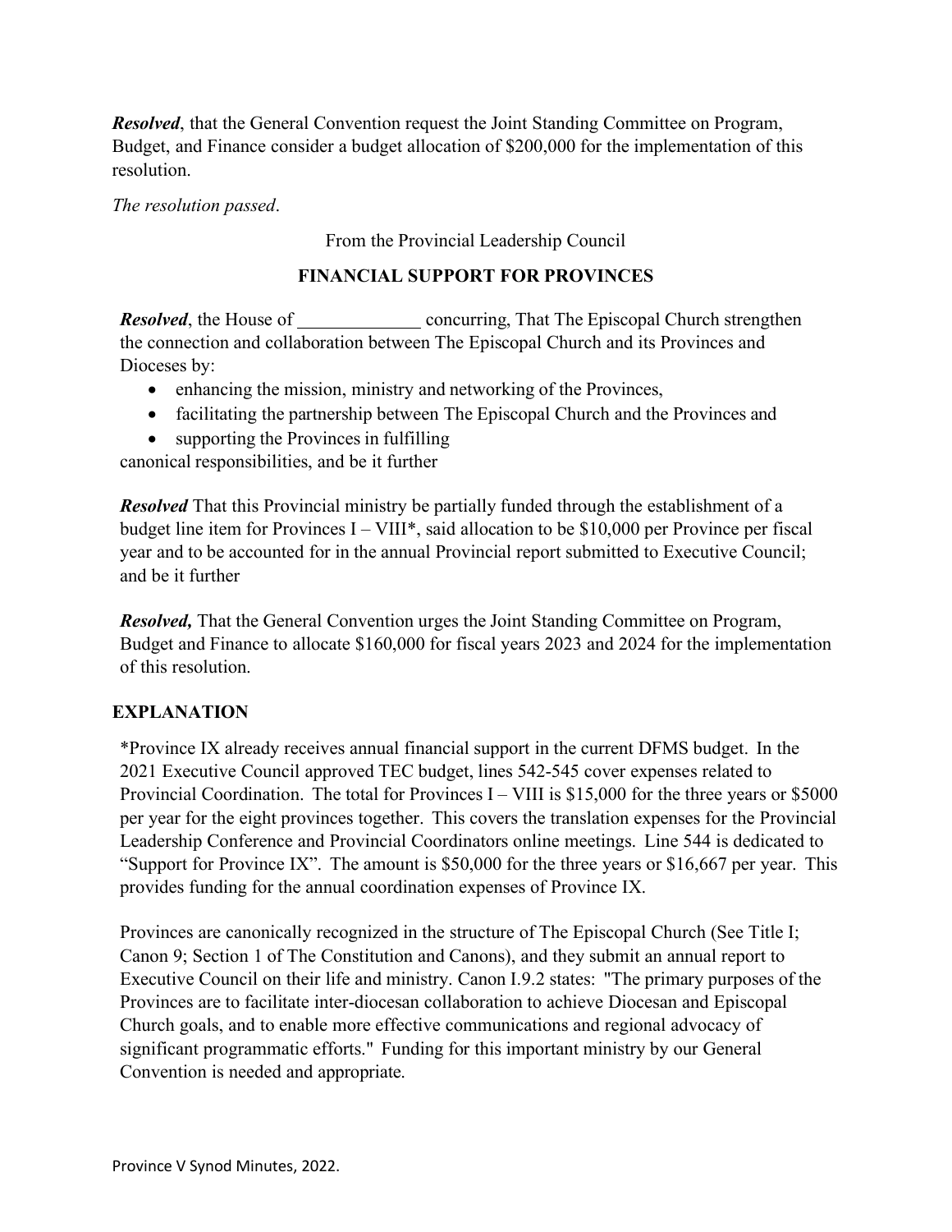***Resolved***, that the General Convention request the Joint Standing Committee on Program, Budget, and Finance consider a budget allocation of $200,000 for the implementation of this resolution.

*The resolution passed*.

From the Provincial Leadership Council

**FINANCIAL SUPPORT FOR PROVINCES**

***Resolved***, the House of _____________ concurring, That The Episcopal Church strengthen the connection and collaboration between The Episcopal Church and its Provinces and Dioceses by:

- enhancing the mission, ministry and networking of the Provinces,
- facilitating the partnership between The Episcopal Church and the Provinces and
- supporting the Provinces in fulfilling

canonical responsibilities, and be it further

***Resolved*** That this Provincial ministry be partially funded through the establishment of a budget line item for Provinces I – VIII*, said allocation to be $10,000 per Province per fiscal year and to be accounted for in the annual Provincial report submitted to Executive Council; and be it further

***Resolved,*** That the General Convention urges the Joint Standing Committee on Program, Budget and Finance to allocate $160,000 for fiscal years 2023 and 2024 for the implementation of this resolution.

**EXPLANATION**

*Province IX already receives annual financial support in the current DFMS budget. In the 2021 Executive Council approved TEC budget, lines 542-545 cover expenses related to Provincial Coordination. The total for Provinces I – VIII is $15,000 for the three years or $5000 per year for the eight provinces together. This covers the translation expenses for the Provincial Leadership Conference and Provincial Coordinators online meetings. Line 544 is dedicated to "Support for Province IX". The amount is $50,000 for the three years or $16,667 per year. This provides funding for the annual coordination expenses of Province IX.

Provinces are canonically recognized in the structure of The Episcopal Church (See Title I; Canon 9; Section 1 of The Constitution and Canons), and they submit an annual report to Executive Council on their life and ministry. Canon I.9.2 states: "The primary purposes of the Provinces are to facilitate inter-diocesan collaboration to achieve Diocesan and Episcopal Church goals, and to enable more effective communications and regional advocacy of significant programmatic efforts." Funding for this important ministry by our General Convention is needed and appropriate.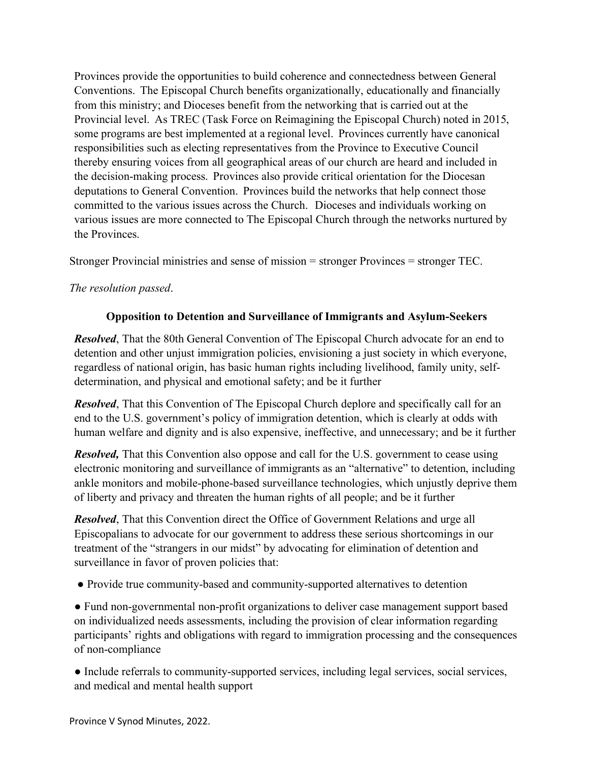Provinces provide the opportunities to build coherence and connectedness between General Conventions. The Episcopal Church benefits organizationally, educationally and financially from this ministry; and Dioceses benefit from the networking that is carried out at the Provincial level. As TREC (Task Force on Reimagining the Episcopal Church) noted in 2015, some programs are best implemented at a regional level. Provinces currently have canonical responsibilities such as electing representatives from the Province to Executive Council thereby ensuring voices from all geographical areas of our church are heard and included in the decision-making process. Provinces also provide critical orientation for the Diocesan deputations to General Convention. Provinces build the networks that help connect those committed to the various issues across the Church. Dioceses and individuals working on various issues are more connected to The Episcopal Church through the networks nurtured by the Provinces.

Stronger Provincial ministries and sense of mission = stronger Provinces = stronger TEC.

*The resolution passed*.

### Opposition to Detention and Surveillance of Immigrants and Asylum-Seekers

***Resolved***, That the 80th General Convention of The Episcopal Church advocate for an end to detention and other unjust immigration policies, envisioning a just society in which everyone, regardless of national origin, has basic human rights including livelihood, family unity, self-determination, and physical and emotional safety; and be it further

***Resolved***, That this Convention of The Episcopal Church deplore and specifically call for an end to the U.S. government's policy of immigration detention, which is clearly at odds with human welfare and dignity and is also expensive, ineffective, and unnecessary; and be it further

***Resolved,*** That this Convention also oppose and call for the U.S. government to cease using electronic monitoring and surveillance of immigrants as an "alternative" to detention, including ankle monitors and mobile-phone-based surveillance technologies, which unjustly deprive them of liberty and privacy and threaten the human rights of all people; and be it further

***Resolved***, That this Convention direct the Office of Government Relations and urge all Episcopalians to advocate for our government to address these serious shortcomings in our treatment of the "strangers in our midst" by advocating for elimination of detention and surveillance in favor of proven policies that:

- Provide true community-based and community-supported alternatives to detention
- Fund non-governmental non-profit organizations to deliver case management support based on individualized needs assessments, including the provision of clear information regarding participants' rights and obligations with regard to immigration processing and the consequences of non-compliance
- Include referrals to community-supported services, including legal services, social services, and medical and mental health support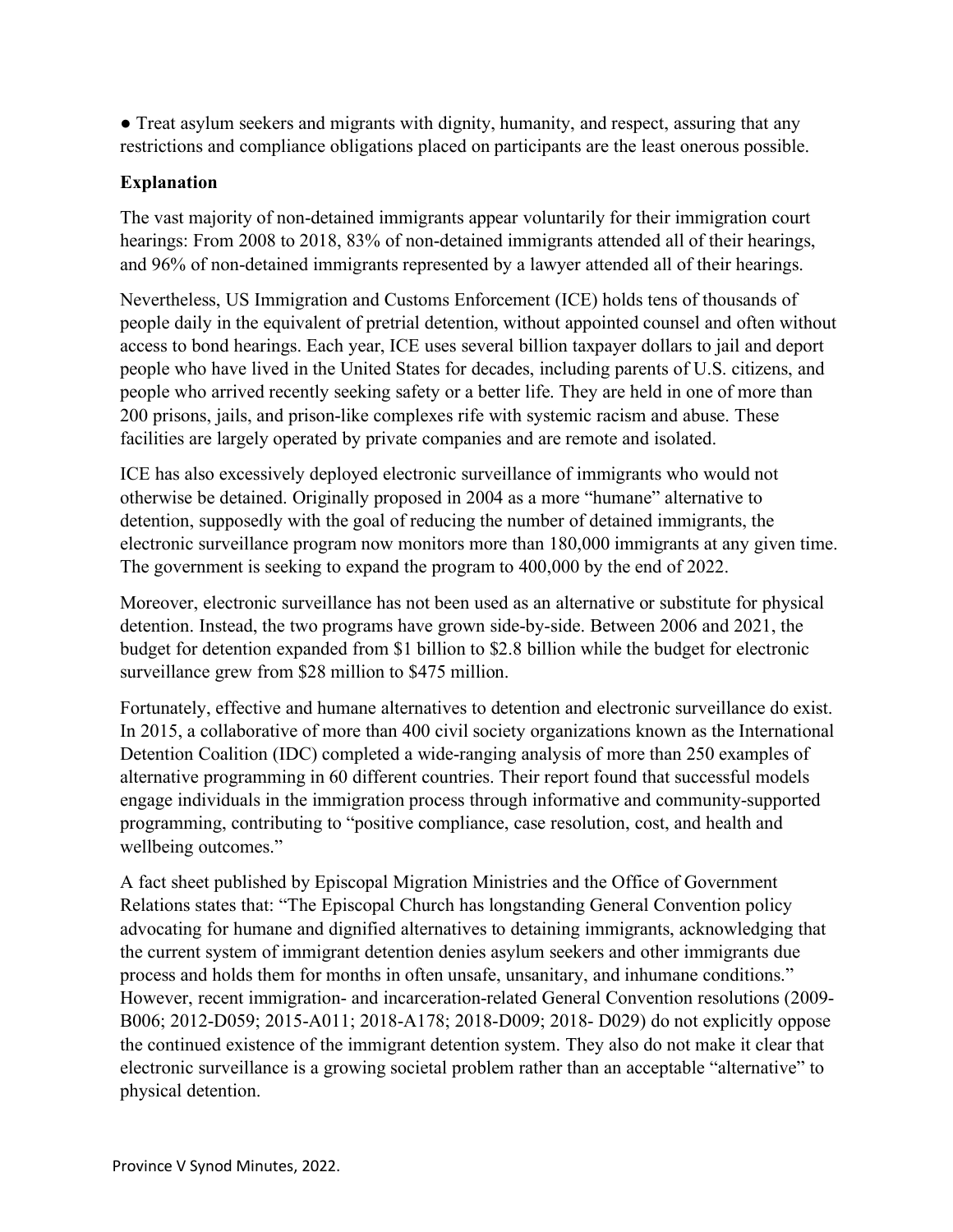- Treat asylum seekers and migrants with dignity, humanity, and respect, assuring that any restrictions and compliance obligations placed on participants are the least onerous possible.

**Explanation**

The vast majority of non-detained immigrants appear voluntarily for their immigration court hearings: From 2008 to 2018, 83% of non-detained immigrants attended all of their hearings, and 96% of non-detained immigrants represented by a lawyer attended all of their hearings.

Nevertheless, US Immigration and Customs Enforcement (ICE) holds tens of thousands of people daily in the equivalent of pretrial detention, without appointed counsel and often without access to bond hearings. Each year, ICE uses several billion taxpayer dollars to jail and deport people who have lived in the United States for decades, including parents of U.S. citizens, and people who arrived recently seeking safety or a better life. They are held in one of more than 200 prisons, jails, and prison-like complexes rife with systemic racism and abuse. These facilities are largely operated by private companies and are remote and isolated.

ICE has also excessively deployed electronic surveillance of immigrants who would not otherwise be detained. Originally proposed in 2004 as a more "humane" alternative to detention, supposedly with the goal of reducing the number of detained immigrants, the electronic surveillance program now monitors more than 180,000 immigrants at any given time. The government is seeking to expand the program to 400,000 by the end of 2022.

Moreover, electronic surveillance has not been used as an alternative or substitute for physical detention. Instead, the two programs have grown side-by-side. Between 2006 and 2021, the budget for detention expanded from $1 billion to $2.8 billion while the budget for electronic surveillance grew from $28 million to $475 million.

Fortunately, effective and humane alternatives to detention and electronic surveillance do exist. In 2015, a collaborative of more than 400 civil society organizations known as the International Detention Coalition (IDC) completed a wide-ranging analysis of more than 250 examples of alternative programming in 60 different countries. Their report found that successful models engage individuals in the immigration process through informative and community-supported programming, contributing to "positive compliance, case resolution, cost, and health and wellbeing outcomes."

A fact sheet published by Episcopal Migration Ministries and the Office of Government Relations states that: "The Episcopal Church has longstanding General Convention policy advocating for humane and dignified alternatives to detaining immigrants, acknowledging that the current system of immigrant detention denies asylum seekers and other immigrants due process and holds them for months in often unsafe, unsanitary, and inhumane conditions." However, recent immigration- and incarceration-related General Convention resolutions (2009-B006; 2012-D059; 2015-A011; 2018-A178; 2018-D009; 2018- D029) do not explicitly oppose the continued existence of the immigrant detention system. They also do not make it clear that electronic surveillance is a growing societal problem rather than an acceptable "alternative" to physical detention.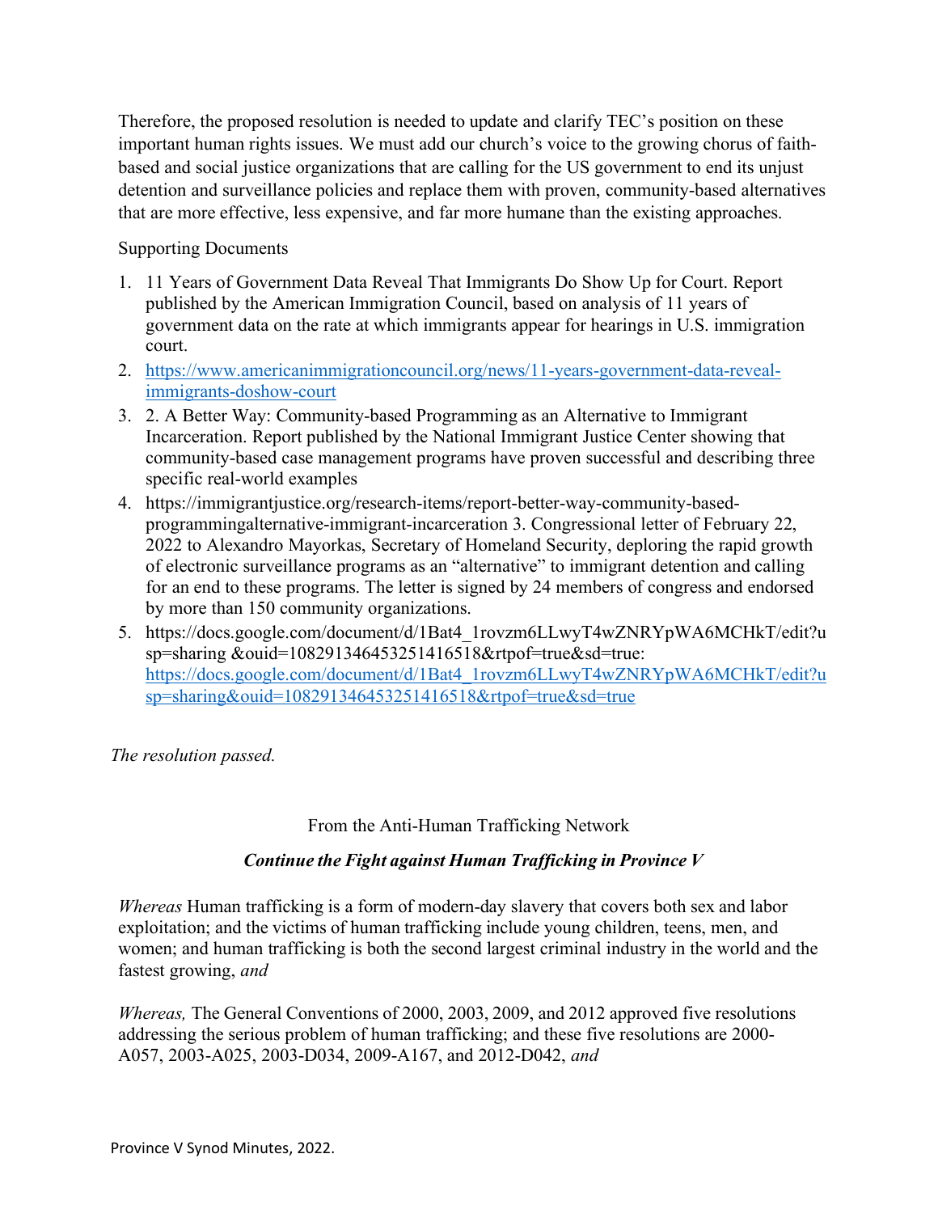Therefore, the proposed resolution is needed to update and clarify TEC's position on these important human rights issues. We must add our church's voice to the growing chorus of faith-based and social justice organizations that are calling for the US government to end its unjust detention and surveillance policies and replace them with proven, community-based alternatives that are more effective, less expensive, and far more humane than the existing approaches.

Supporting Documents

1. 11 Years of Government Data Reveal That Immigrants Do Show Up for Court. Report published by the American Immigration Council, based on analysis of 11 years of government data on the rate at which immigrants appear for hearings in U.S. immigration court.
2. https://www.americanimmigrationcouncil.org/news/11-years-government-data-reveal-immigrants-doshow-court
3. 2. A Better Way: Community-based Programming as an Alternative to Immigrant Incarceration. Report published by the National Immigrant Justice Center showing that community-based case management programs have proven successful and describing three specific real-world examples
4. https://immigrantjustice.org/research-items/report-better-way-community-based-programmingalternative-immigrant-incarceration 3. Congressional letter of February 22, 2022 to Alexandro Mayorkas, Secretary of Homeland Security, deploring the rapid growth of electronic surveillance programs as an "alternative" to immigrant detention and calling for an end to these programs. The letter is signed by 24 members of congress and endorsed by more than 150 community organizations.
5. https://docs.google.com/document/d/1Bat4_1rovzm6LLwyT4wZNRYpWA6MCHkT/edit?usp=sharing &ouid=108291346453251416518&rtpof=true&sd=true: https://docs.google.com/document/d/1Bat4_1rovzm6LLwyT4wZNRYpWA6MCHkT/edit?usp=sharing&ouid=108291346453251416518&rtpof=true&sd=true

*The resolution passed.*

From the Anti-Human Trafficking Network

***Continue the Fight against Human Trafficking in Province V***

*Whereas* Human trafficking is a form of modern-day slavery that covers both sex and labor exploitation; and the victims of human trafficking include young children, teens, men, and women; and human trafficking is both the second largest criminal industry in the world and the fastest growing, *and*

*Whereas,* The General Conventions of 2000, 2003, 2009, and 2012 approved five resolutions addressing the serious problem of human trafficking; and these five resolutions are 2000-A057, 2003-A025, 2003-D034, 2009-A167, and 2012-D042, *and*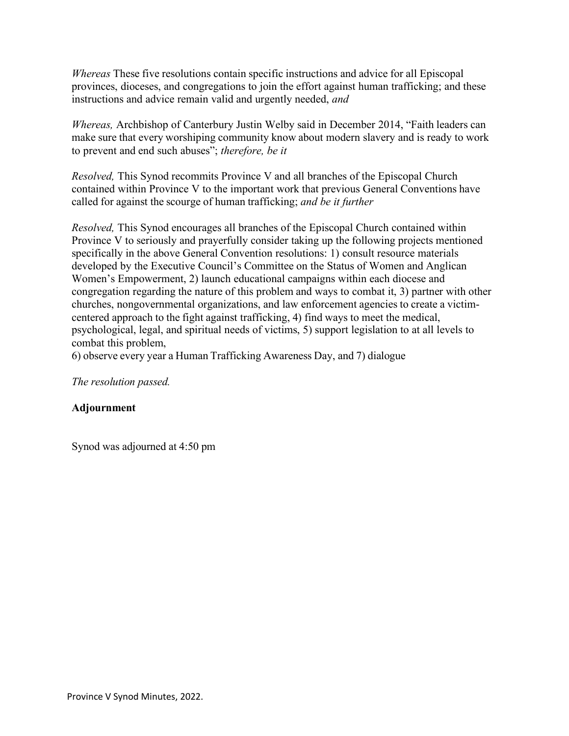*Whereas* These five resolutions contain specific instructions and advice for all Episcopal provinces, dioceses, and congregations to join the effort against human trafficking; and these instructions and advice remain valid and urgently needed, *and*

*Whereas,* Archbishop of Canterbury Justin Welby said in December 2014, "Faith leaders can make sure that every worshiping community know about modern slavery and is ready to work to prevent and end such abuses"; *therefore, be it*

*Resolved,* This Synod recommits Province V and all branches of the Episcopal Church contained within Province V to the important work that previous General Conventions have called for against the scourge of human trafficking; *and be it further*

*Resolved,* This Synod encourages all branches of the Episcopal Church contained within Province V to seriously and prayerfully consider taking up the following projects mentioned specifically in the above General Convention resolutions: 1) consult resource materials developed by the Executive Council's Committee on the Status of Women and Anglican Women's Empowerment, 2) launch educational campaigns within each diocese and congregation regarding the nature of this problem and ways to combat it, 3) partner with other churches, nongovernmental organizations, and law enforcement agencies to create a victim-centered approach to the fight against trafficking, 4) find ways to meet the medical, psychological, legal, and spiritual needs of victims, 5) support legislation to at all levels to combat this problem,
6) observe every year a Human Trafficking Awareness Day, and 7) dialogue

*The resolution passed.*

**Adjournment**

Synod was adjourned at 4:50 pm